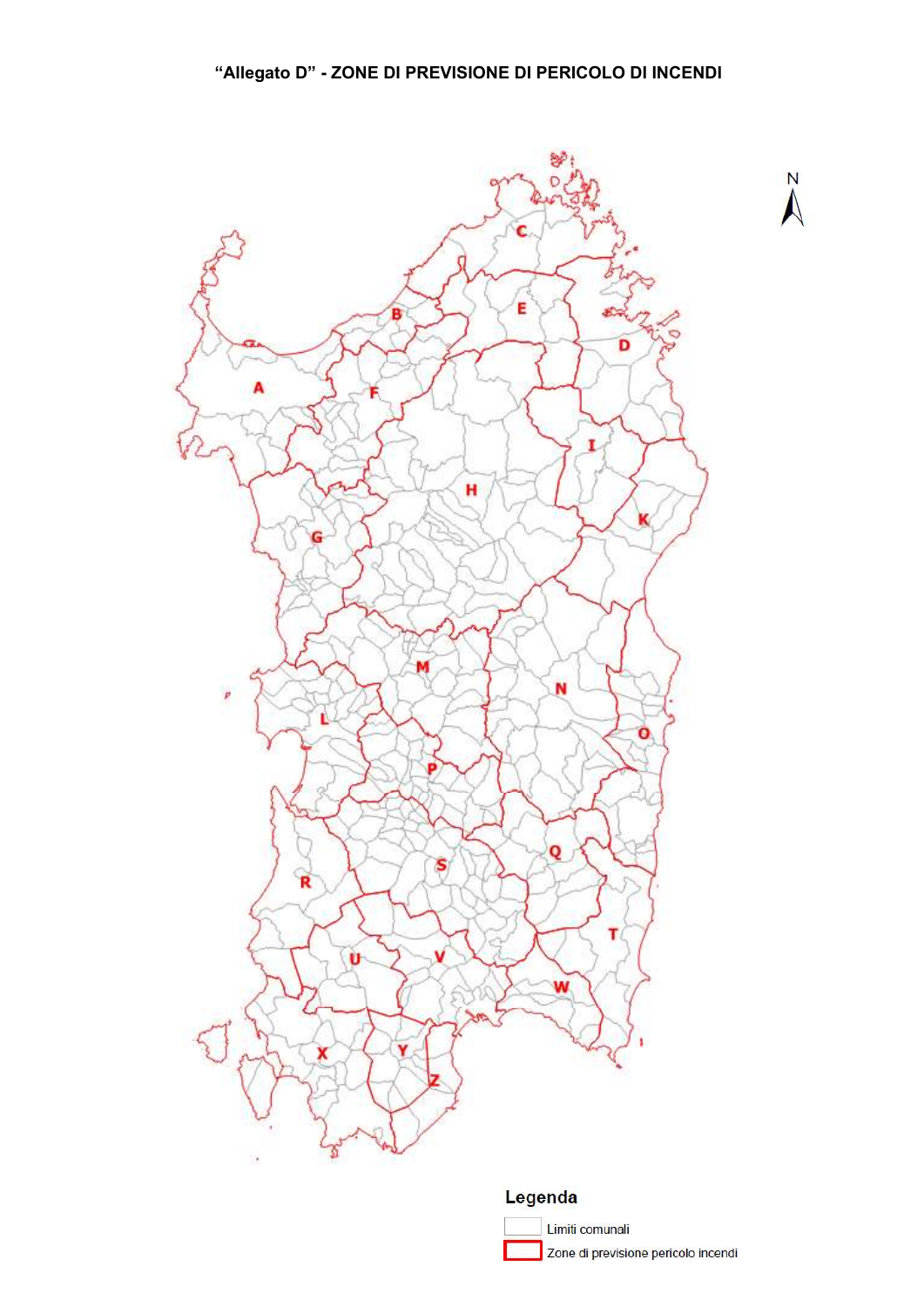# "Allegato D" - ZONE DI PREVISIONE DI PERICOLO DI INCENDI

N

C

B

E

D

A

F

I

H

K

G

M

N

L

O

P

S

Q

R

T

U

V

W

X

Y

Z

**Legenda**

Limiti comunali

Zone di previsione pericolo incendi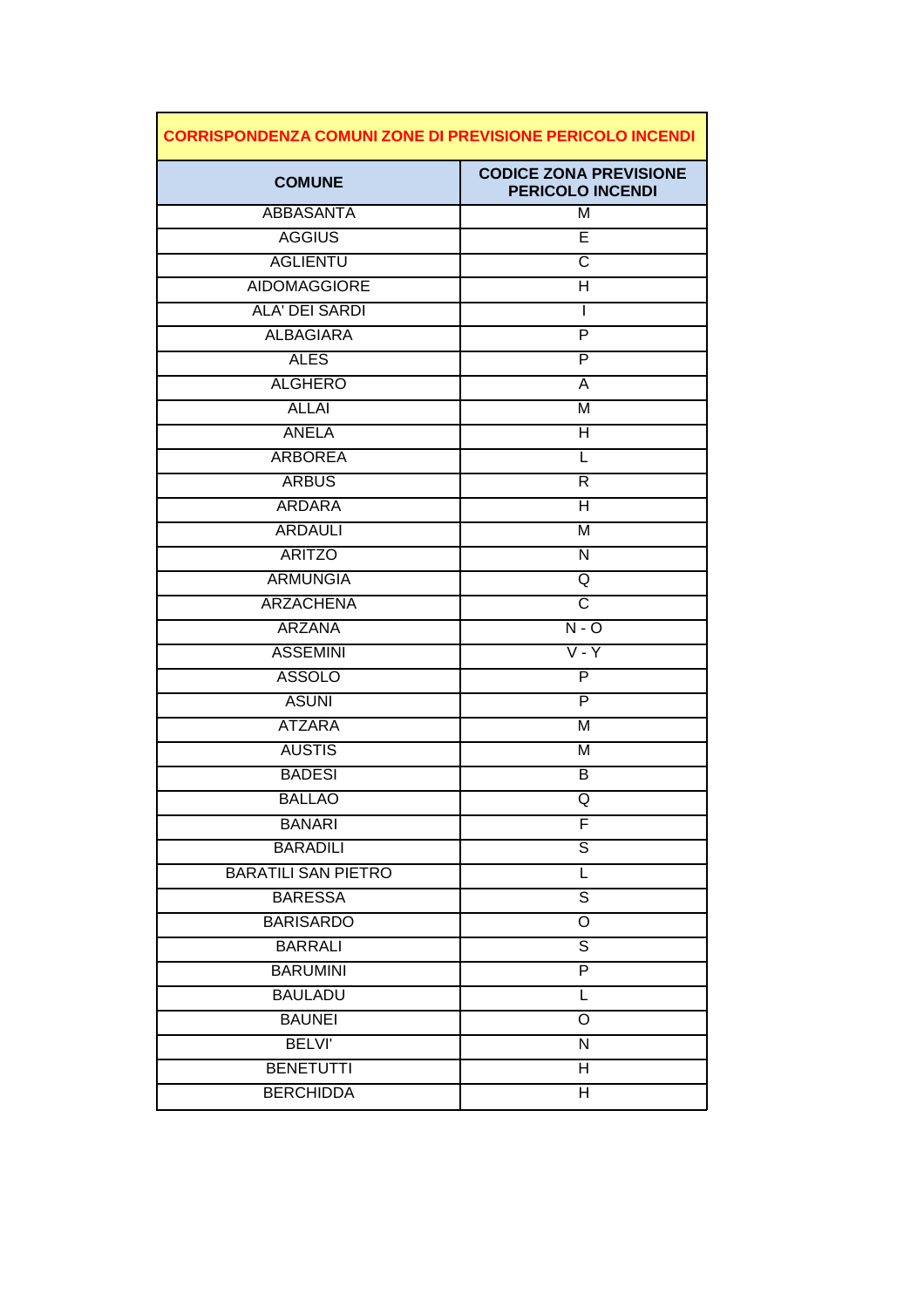| CORRISPONDENZA COMUNI ZONE DI PREVISIONE PERICOLO INCENDI | |
|---|---|
| **COMUNE** | **CODICE ZONA PREVISIONE PERICOLO INCENDI** |
| ABBASANTA | M |
| AGGIUS | E |
| AGLIENTU | C |
| AIDOMAGGIORE | H |
| ALA' DEI SARDI | I |
| ALBAGIARA | P |
| ALES | P |
| ALGHERO | A |
| ALLAI | M |
| ANELA | H |
| ARBOREA | L |
| ARBUS | R |
| ARDARA | H |
| ARDAULI | M |
| ARITZO | N |
| ARMUNGIA | Q |
| ARZACHENA | C |
| ARZANA | N - O |
| ASSEMINI | V - Y |
| ASSOLO | P |
| ASUNI | P |
| ATZARA | M |
| AUSTIS | M |
| BADESI | B |
| BALLAO | Q |
| BANARI | F |
| BARADILI | S |
| BARATILI SAN PIETRO | L |
| BARESSA | S |
| BARISARDO | O |
| BARRALI | S |
| BARUMINI | P |
| BAULADU | L |
| BAUNEI | O |
| BELVI' | N |
| BENETUTTI | H |
| BERCHIDDA | H |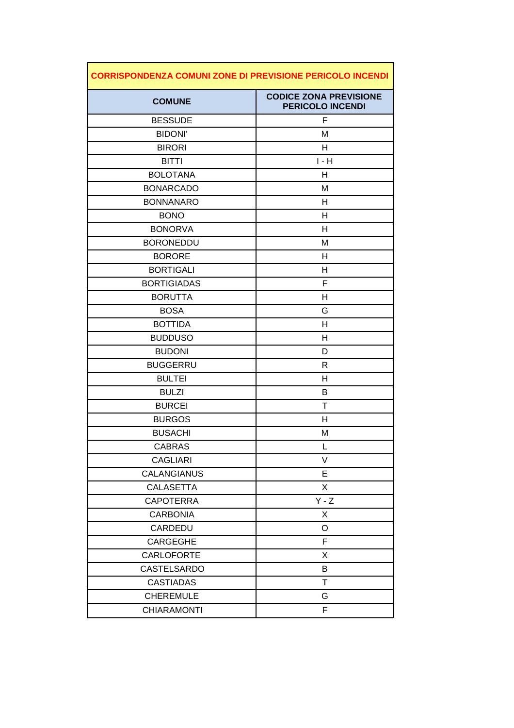| CORRISPONDENZA COMUNI ZONE DI PREVISIONE PERICOLO INCENDI | |
| --- | --- |
| **COMUNE** | **CODICE ZONA PREVISIONE PERICOLO INCENDI** |
| BESSUDE | F |
| BIDONI' | M |
| BIRORI | H |
| BITTI | I - H |
| BOLOTANA | H |
| BONARCADO | M |
| BONNANARO | H |
| BONO | H |
| BONORVA | H |
| BORONEDDU | M |
| BORORE | H |
| BORTIGALI | H |
| BORTIGIADAS | F |
| BORUTTA | H |
| BOSA | G |
| BOTTIDA | H |
| BUDDUSO | H |
| BUDONI | D |
| BUGGERRU | R |
| BULTEI | H |
| BULZI | B |
| BURCEI | T |
| BURGOS | H |
| BUSACHI | M |
| CABRAS | L |
| CAGLIARI | V |
| CALANGIANUS | E |
| CALASETTA | X |
| CAPOTERRA | Y - Z |
| CARBONIA | X |
| CARDEDU | O |
| CARGEGHE | F |
| CARLOFORTE | X |
| CASTELSARDO | B |
| CASTIADAS | T |
| CHEREMULE | G |
| CHIARAMONTI | F |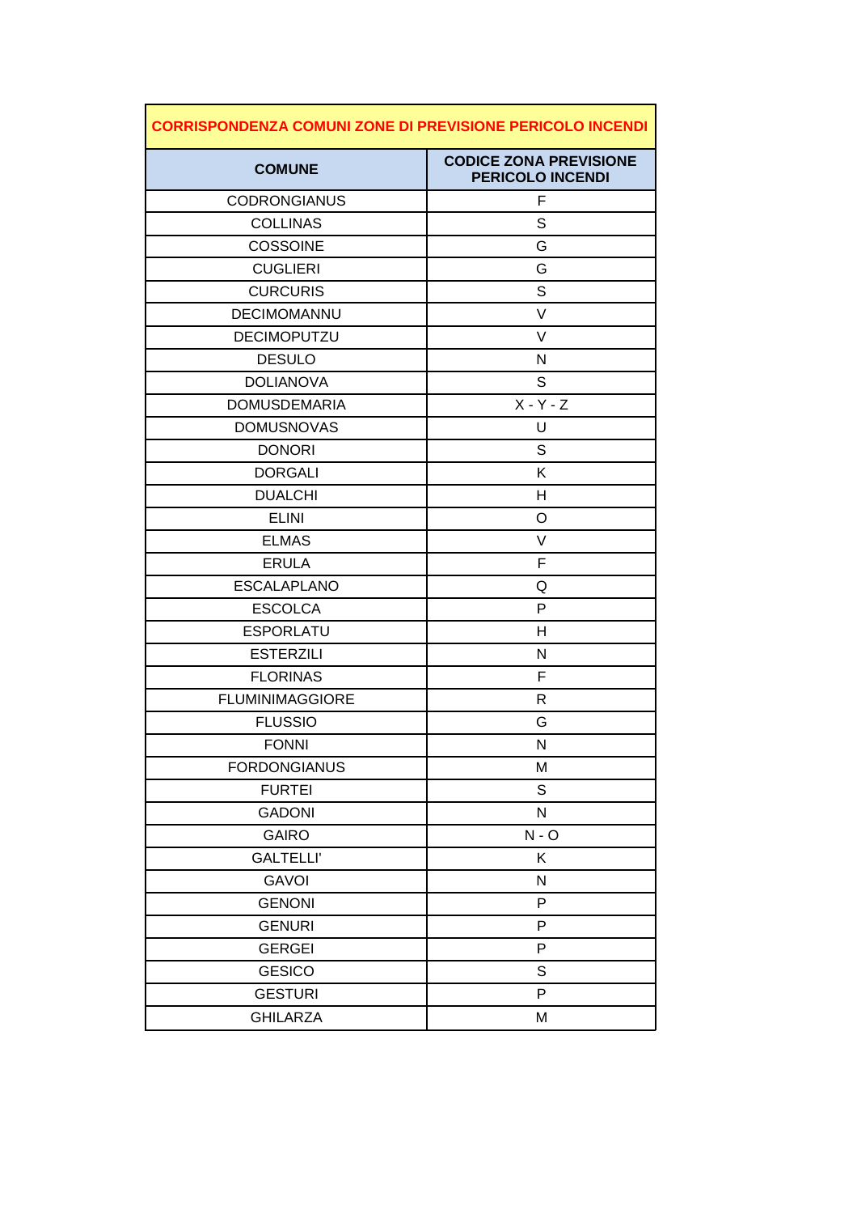| CORRISPONDENZA COMUNI ZONE DI PREVISIONE PERICOLO INCENDI | |
|---|---|
| **COMUNE** | **CODICE ZONA PREVISIONE PERICOLO INCENDI** |
| CODRONGIANUS | F |
| COLLINAS | S |
| COSSOINE | G |
| CUGLIERI | G |
| CURCURIS | S |
| DECIMOMANNU | V |
| DECIMOPUTZU | V |
| DESULO | N |
| DOLIANOVA | S |
| DOMUSDEMARIA | X - Y - Z |
| DOMUSNOVAS | U |
| DONORI | S |
| DORGALI | K |
| DUALCHI | H |
| ELINI | O |
| ELMAS | V |
| ERULA | F |
| ESCALAPLANO | Q |
| ESCOLCA | P |
| ESPORLATU | H |
| ESTERZILI | N |
| FLORINAS | F |
| FLUMINIMAGGIORE | R |
| FLUSSIO | G |
| FONNI | N |
| FORDONGIANUS | M |
| FURTEI | S |
| GADONI | N |
| GAIRO | N - O |
| GALTELLI' | K |
| GAVOI | N |
| GENONI | P |
| GENURI | P |
| GERGEI | P |
| GESICO | S |
| GESTURI | P |
| GHILARZA | M |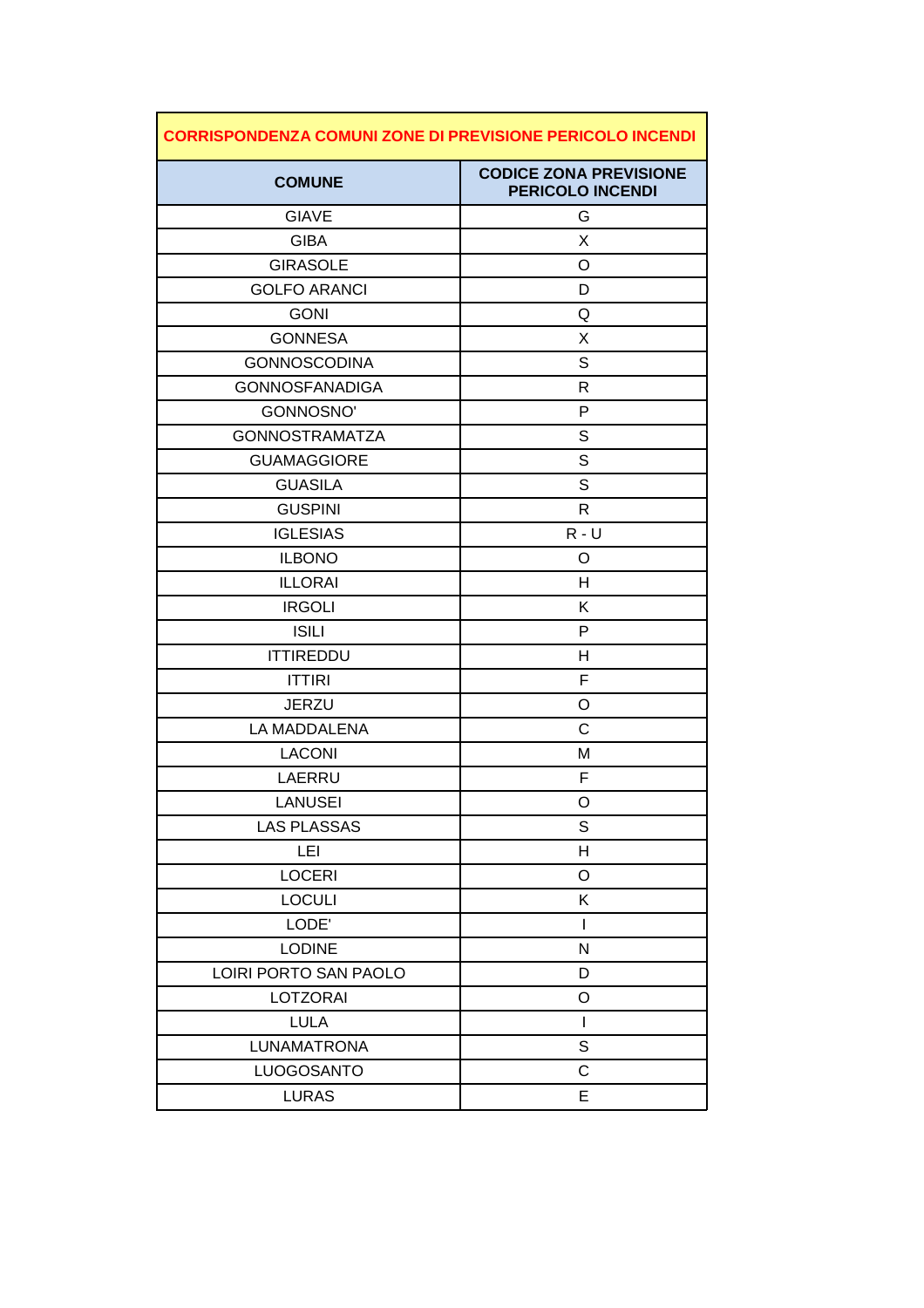| CORRISPONDENZA COMUNI ZONE DI PREVISIONE PERICOLO INCENDI | |
|---|---|
| **COMUNE** | **CODICE ZONA PREVISIONE PERICOLO INCENDI** |
| GIAVE | G |
| GIBA | X |
| GIRASOLE | O |
| GOLFO ARANCI | D |
| GONI | Q |
| GONNESA | X |
| GONNOSCODINA | S |
| GONNOSFANADIGA | R |
| GONNOSNO' | P |
| GONNOSTRAMATZA | S |
| GUAMAGGIORE | S |
| GUASILA | S |
| GUSPINI | R |
| IGLESIAS | R - U |
| ILBONO | O |
| ILLORAI | H |
| IRGOLI | K |
| ISILI | P |
| ITTIREDDU | H |
| ITTIRI | F |
| JERZU | O |
| LA MADDALENA | C |
| LACONI | M |
| LAERRU | F |
| LANUSEI | O |
| LAS PLASSAS | S |
| LEI | H |
| LOCERI | O |
| LOCULI | K |
| LODE' | I |
| LODINE | N |
| LOIRI PORTO SAN PAOLO | D |
| LOTZORAI | O |
| LULA | I |
| LUNAMATRONA | S |
| LUOGOSANTO | C |
| LURAS | E |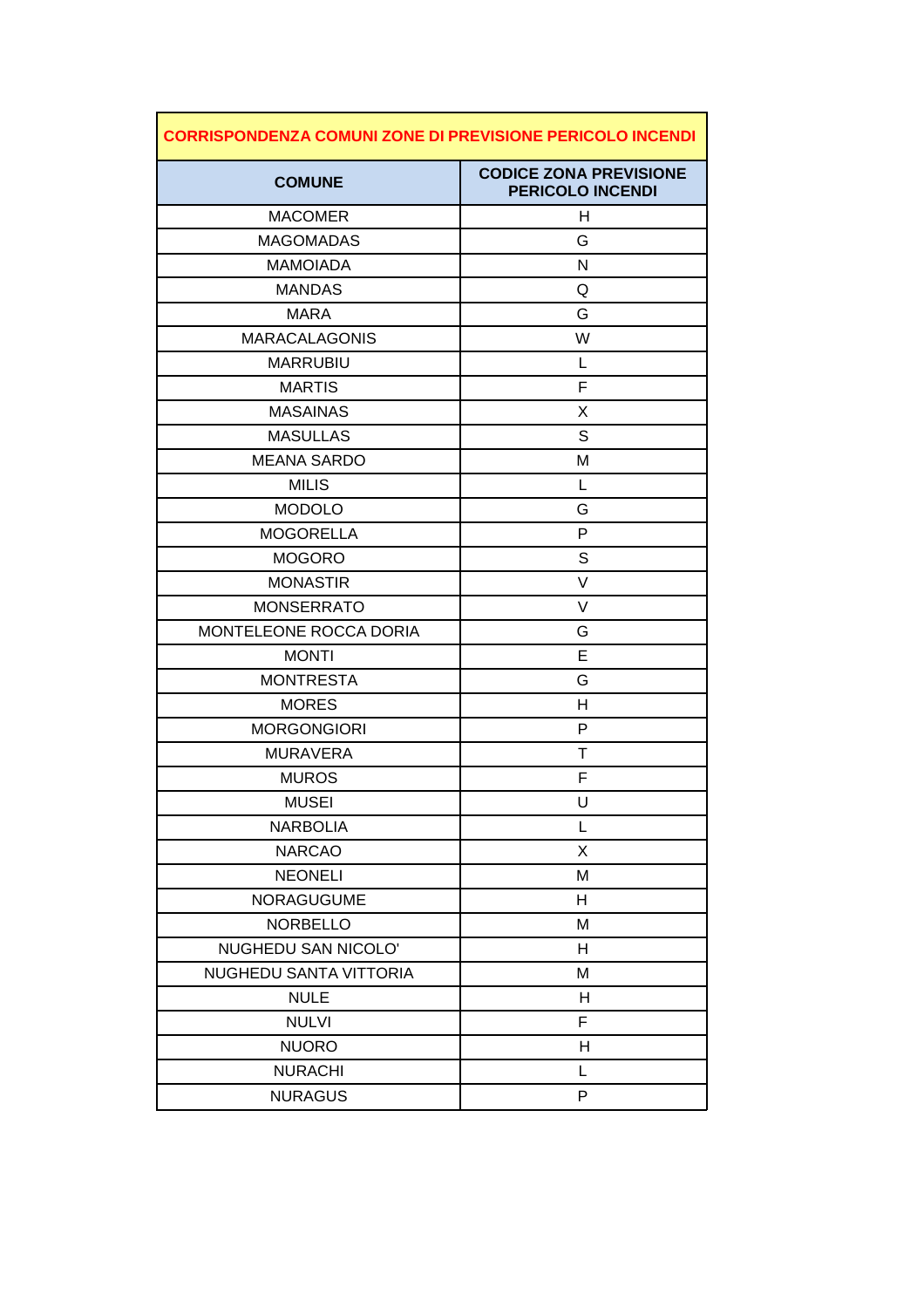| CORRISPONDENZA COMUNI ZONE DI PREVISIONE PERICOLO INCENDI | |
|---|---|
| **COMUNE** | **CODICE ZONA PREVISIONE PERICOLO INCENDI** |
| MACOMER | H |
| MAGOMADAS | G |
| MAMOIADA | N |
| MANDAS | Q |
| MARA | G |
| MARACALAGONIS | W |
| MARRUBIU | L |
| MARTIS | F |
| MASAINAS | X |
| MASULLAS | S |
| MEANA SARDO | M |
| MILIS | L |
| MODOLO | G |
| MOGORELLA | P |
| MOGORO | S |
| MONASTIR | V |
| MONSERRATO | V |
| MONTELEONE ROCCA DORIA | G |
| MONTI | E |
| MONTRESTA | G |
| MORES | H |
| MORGONGIORI | P |
| MURAVERA | T |
| MUROS | F |
| MUSEI | U |
| NARBOLIA | L |
| NARCAO | X |
| NEONELI | M |
| NORAGUGUME | H |
| NORBELLO | M |
| NUGHEDU SAN NICOLO' | H |
| NUGHEDU SANTA VITTORIA | M |
| NULE | H |
| NULVI | F |
| NUORO | H |
| NURACHI | L |
| NURAGUS | P |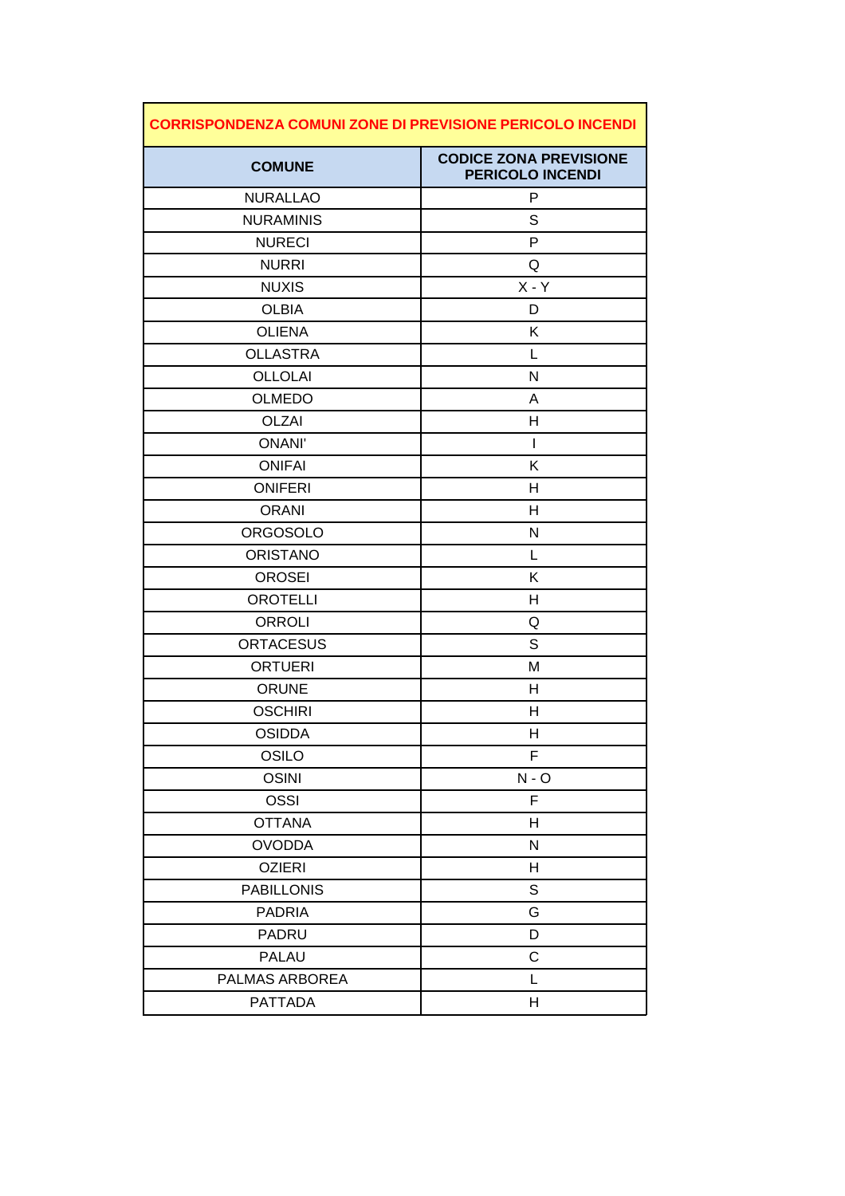| CORRISPONDENZA COMUNI ZONE DI PREVISIONE PERICOLO INCENDI | |
|---|---|
| **COMUNE** | **CODICE ZONA PREVISIONE PERICOLO INCENDI** |
| NURALLAO | P |
| NURAMINIS | S |
| NURECI | P |
| NURRI | Q |
| NUXIS | X - Y |
| OLBIA | D |
| OLIENA | K |
| OLLASTRA | L |
| OLLOLAI | N |
| OLMEDO | A |
| OLZAI | H |
| ONANI' | I |
| ONIFAI | K |
| ONIFERI | H |
| ORANI | H |
| ORGOSOLO | N |
| ORISTANO | L |
| OROSEI | K |
| OROTELLI | H |
| ORROLI | Q |
| ORTACESUS | S |
| ORTUERI | M |
| ORUNE | H |
| OSCHIRI | H |
| OSIDDA | H |
| OSILO | F |
| OSINI | N - O |
| OSSI | F |
| OTTANA | H |
| OVODDA | N |
| OZIERI | H |
| PABILLONIS | S |
| PADRIA | G |
| PADRU | D |
| PALAU | C |
| PALMAS ARBOREA | L |
| PATTADA | H |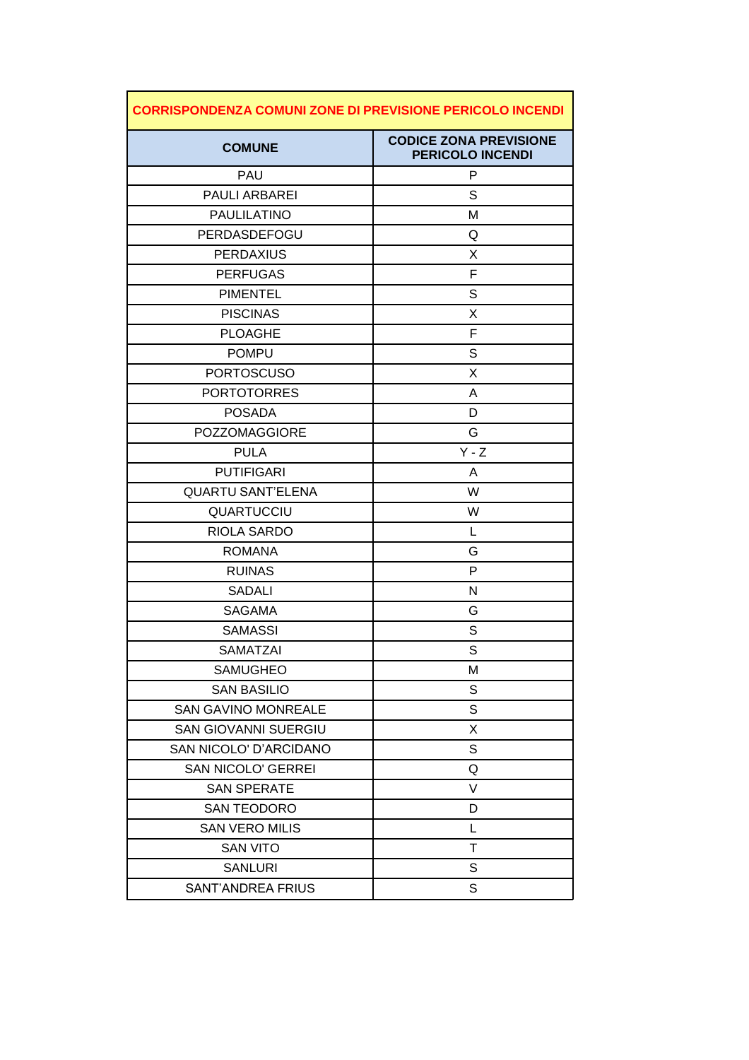| CORRISPONDENZA COMUNI ZONE DI PREVISIONE PERICOLO INCENDI | |
|---|---|
| **COMUNE** | **CODICE ZONA PREVISIONE PERICOLO INCENDI** |
| PAU | P |
| PAULI ARBAREI | S |
| PAULILATINO | M |
| PERDASDEFOGU | Q |
| PERDAXIUS | X |
| PERFUGAS | F |
| PIMENTEL | S |
| PISCINAS | X |
| PLOAGHE | F |
| POMPU | S |
| PORTOSCUSO | X |
| PORTOTORRES | A |
| POSADA | D |
| POZZOMAGGIORE | G |
| PULA | Y - Z |
| PUTIFIGARI | A |
| QUARTU SANT'ELENA | W |
| QUARTUCCIU | W |
| RIOLA SARDO | L |
| ROMANA | G |
| RUINAS | P |
| SADALI | N |
| SAGAMA | G |
| SAMASSI | S |
| SAMATZAI | S |
| SAMUGHEO | M |
| SAN BASILIO | S |
| SAN GAVINO MONREALE | S |
| SAN GIOVANNI SUERGIU | X |
| SAN NICOLO' D'ARCIDANO | S |
| SAN NICOLO' GERREI | Q |
| SAN SPERATE | V |
| SAN TEODORO | D |
| SAN VERO MILIS | L |
| SAN VITO | T |
| SANLURI | S |
| SANT'ANDREA FRIUS | S |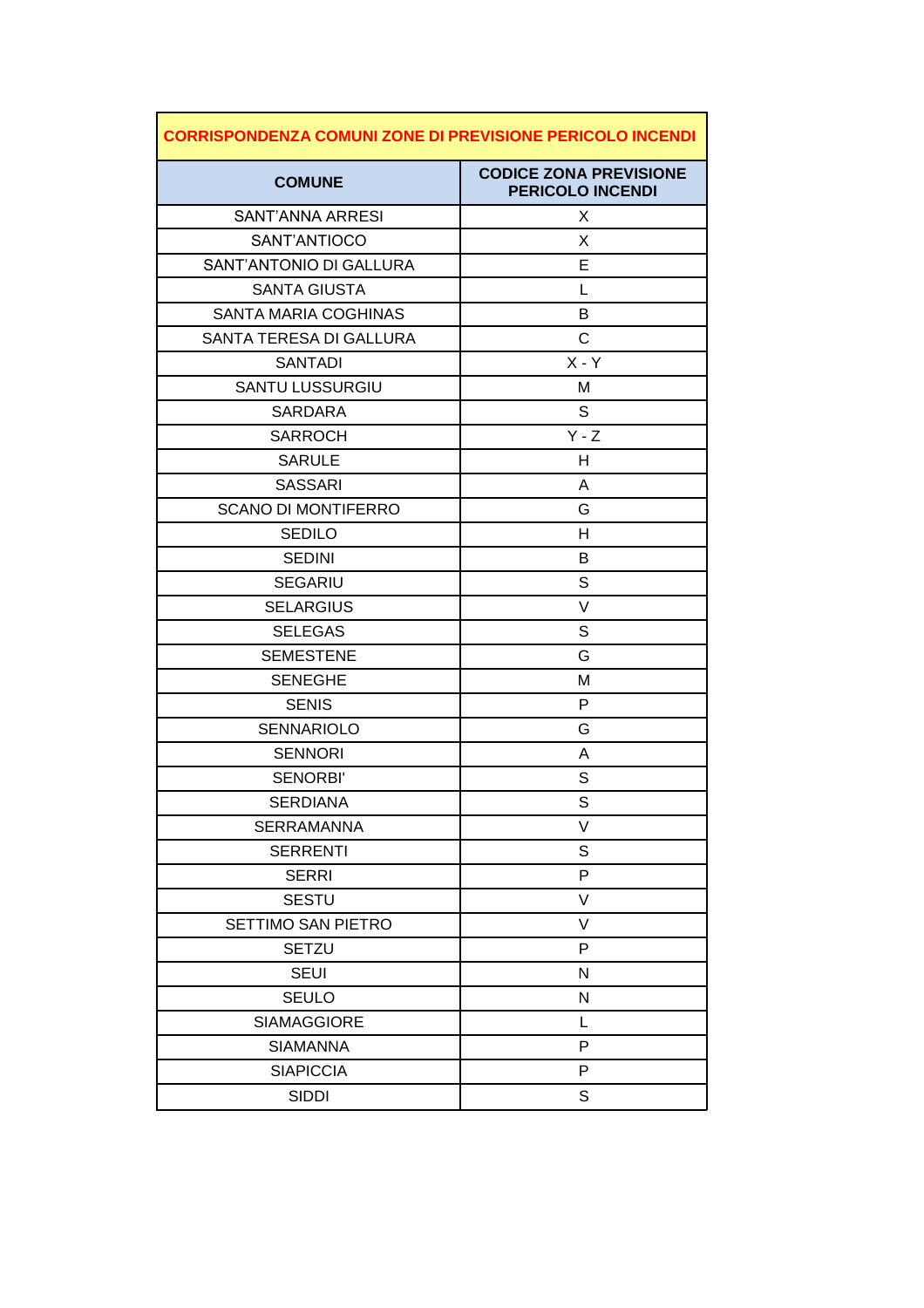| CORRISPONDENZA COMUNI ZONE DI PREVISIONE PERICOLO INCENDI | |
|---|---|
| **COMUNE** | **CODICE ZONA PREVISIONE PERICOLO INCENDI** |
| SANT’ANNA ARRESI | X |
| SANT’ANTIOCO | X |
| SANT’ANTONIO DI GALLURA | E |
| SANTA GIUSTA | L |
| SANTA MARIA COGHINAS | B |
| SANTA TERESA DI GALLURA | C |
| SANTADI | X - Y |
| SANTU LUSSURGIU | M |
| SARDARA | S |
| SARROCH | Y - Z |
| SARULE | H |
| SASSARI | A |
| SCANO DI MONTIFERRO | G |
| SEDILO | H |
| SEDINI | B |
| SEGARIU | S |
| SELARGIUS | V |
| SELEGAS | S |
| SEMESTENE | G |
| SENEGHE | M |
| SENIS | P |
| SENNARIOLO | G |
| SENNORI | A |
| SENORBI' | S |
| SERDIANA | S |
| SERRAMANNA | V |
| SERRENTI | S |
| SERRI | P |
| SESTU | V |
| SETTIMO SAN PIETRO | V |
| SETZU | P |
| SEUI | N |
| SEULO | N |
| SIAMAGGIORE | L |
| SIAMANNA | P |
| SIAPICCIA | P |
| SIDDI | S |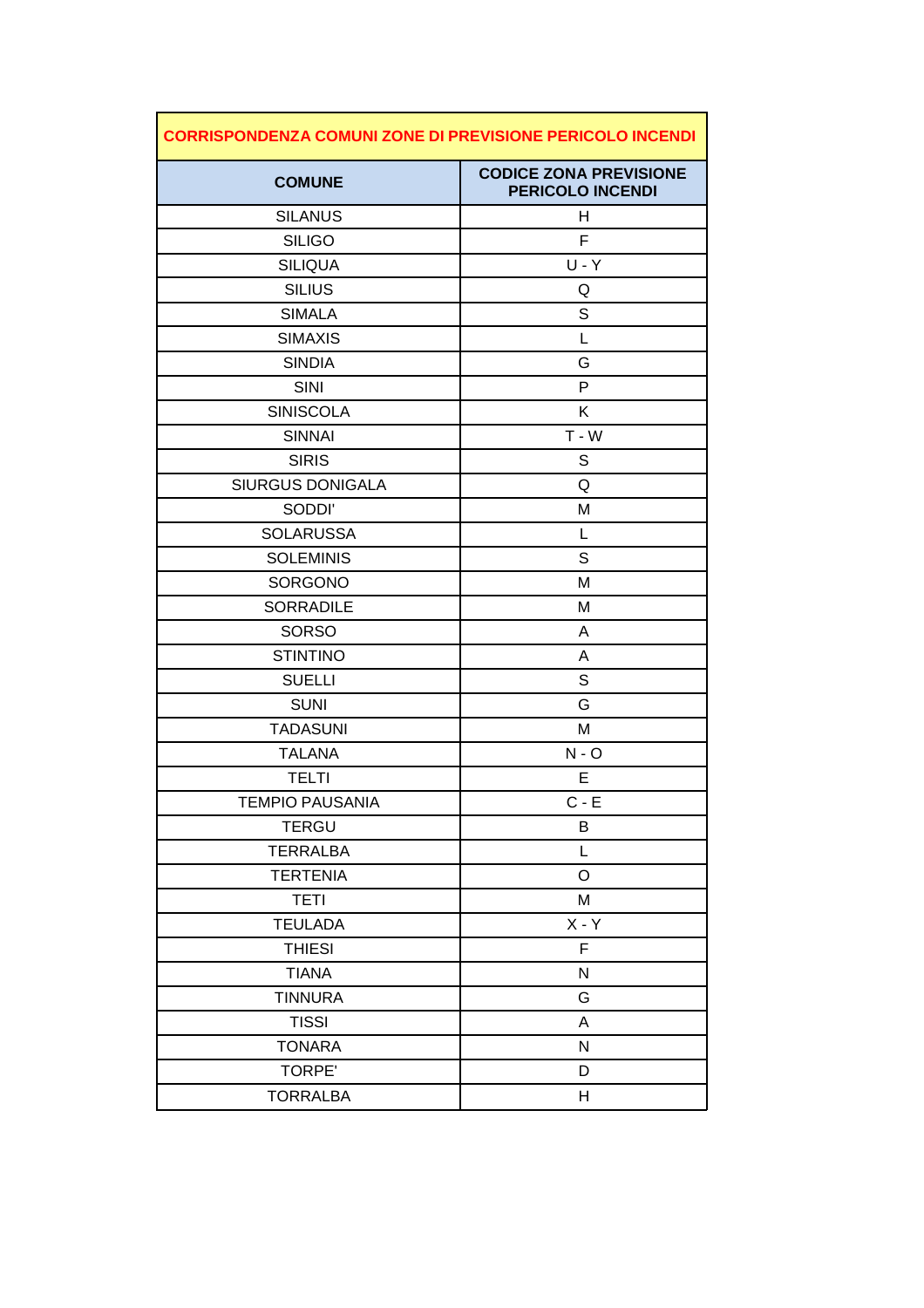| CORRISPONDENZA COMUNI ZONE DI PREVISIONE PERICOLO INCENDI | |
|---|---|
| **COMUNE** | **CODICE ZONA PREVISIONE PERICOLO INCENDI** |
| SILANUS | H |
| SILIGO | F |
| SILIQUA | U - Y |
| SILIUS | Q |
| SIMALA | S |
| SIMAXIS | L |
| SINDIA | G |
| SINI | P |
| SINISCOLA | K |
| SINNAI | T - W |
| SIRIS | S |
| SIURGUS DONIGALA | Q |
| SODDI' | M |
| SOLARUSSA | L |
| SOLEMINIS | S |
| SORGONO | M |
| SORRADILE | M |
| SORSO | A |
| STINTINO | A |
| SUELLI | S |
| SUNI | G |
| TADASUNI | M |
| TALANA | N - O |
| TELTI | E |
| TEMPIO PAUSANIA | C - E |
| TERGU | B |
| TERRALBA | L |
| TERTENIA | O |
| TETI | M |
| TEULADA | X - Y |
| THIESI | F |
| TIANA | N |
| TINNURA | G |
| TISSI | A |
| TONARA | N |
| TORPE' | D |
| TORRALBA | H |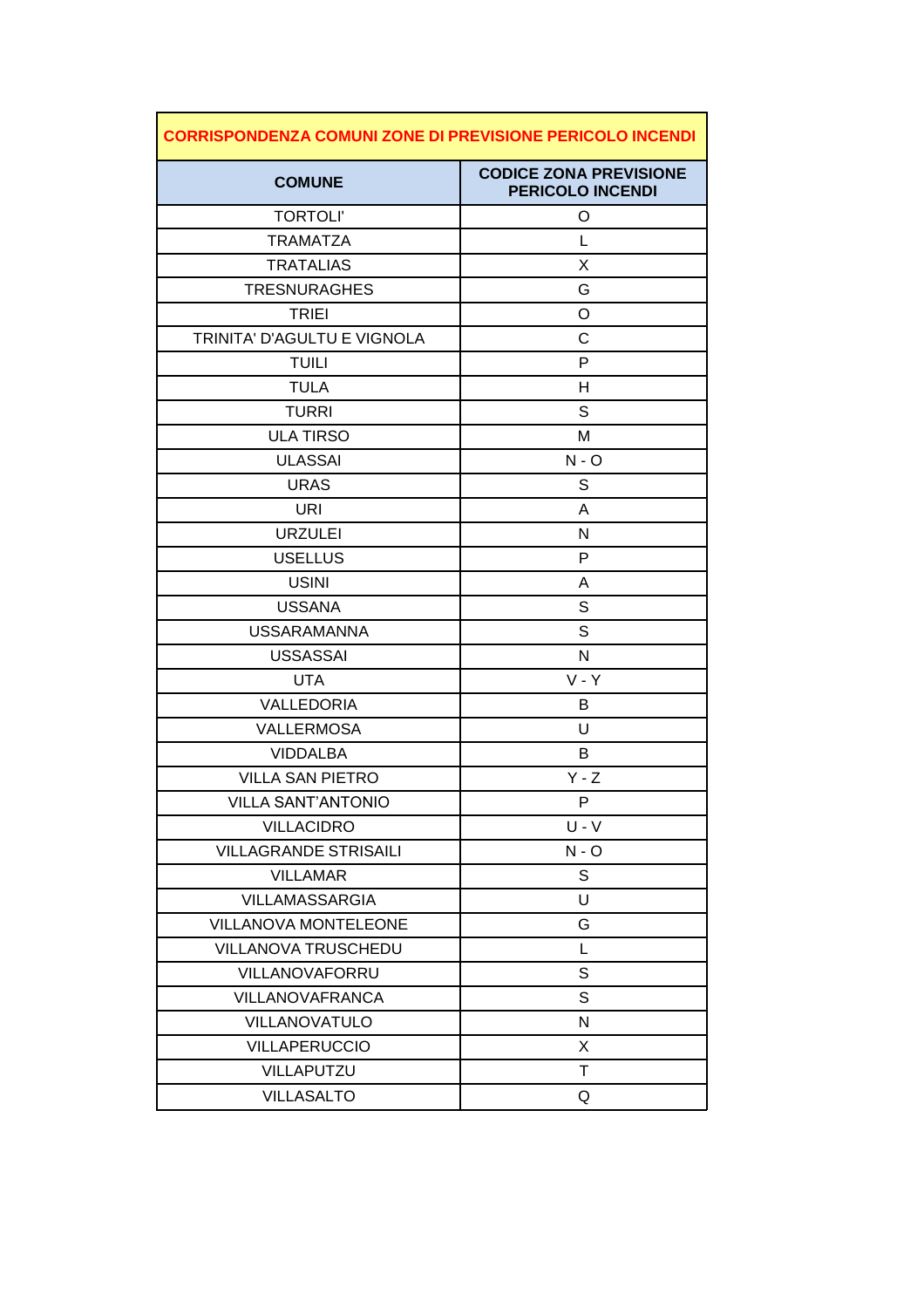| CORRISPONDENZA COMUNI ZONE DI PREVISIONE PERICOLO INCENDI | |
|---|---|
| **COMUNE** | **CODICE ZONA PREVISIONE PERICOLO INCENDI** |
| TORTOLI' | O |
| TRAMATZA | L |
| TRATALIAS | X |
| TRESNURAGHES | G |
| TRIEI | O |
| TRINITA' D'AGULTU E VIGNOLA | C |
| TUILI | P |
| TULA | H |
| TURRI | S |
| ULA TIRSO | M |
| ULASSAI | N - O |
| URAS | S |
| URI | A |
| URZULEI | N |
| USELLUS | P |
| USINI | A |
| USSANA | S |
| USSARAMANNA | S |
| USSASSAI | N |
| UTA | V - Y |
| VALLEDORIA | B |
| VALLERMOSA | U |
| VIDDALBA | B |
| VILLA SAN PIETRO | Y - Z |
| VILLA SANT'ANTONIO | P |
| VILLACIDRO | U - V |
| VILLAGRANDE STRISAILI | N - O |
| VILLAMAR | S |
| VILLAMASSARGIA | U |
| VILLANOVA MONTELEONE | G |
| VILLANOVA TRUSCHEDU | L |
| VILLANOVAFORRU | S |
| VILLANOVAFRANCA | S |
| VILLANOVATULO | N |
| VILLAPERUCCIO | X |
| VILLAPUTZU | T |
| VILLASALTO | Q |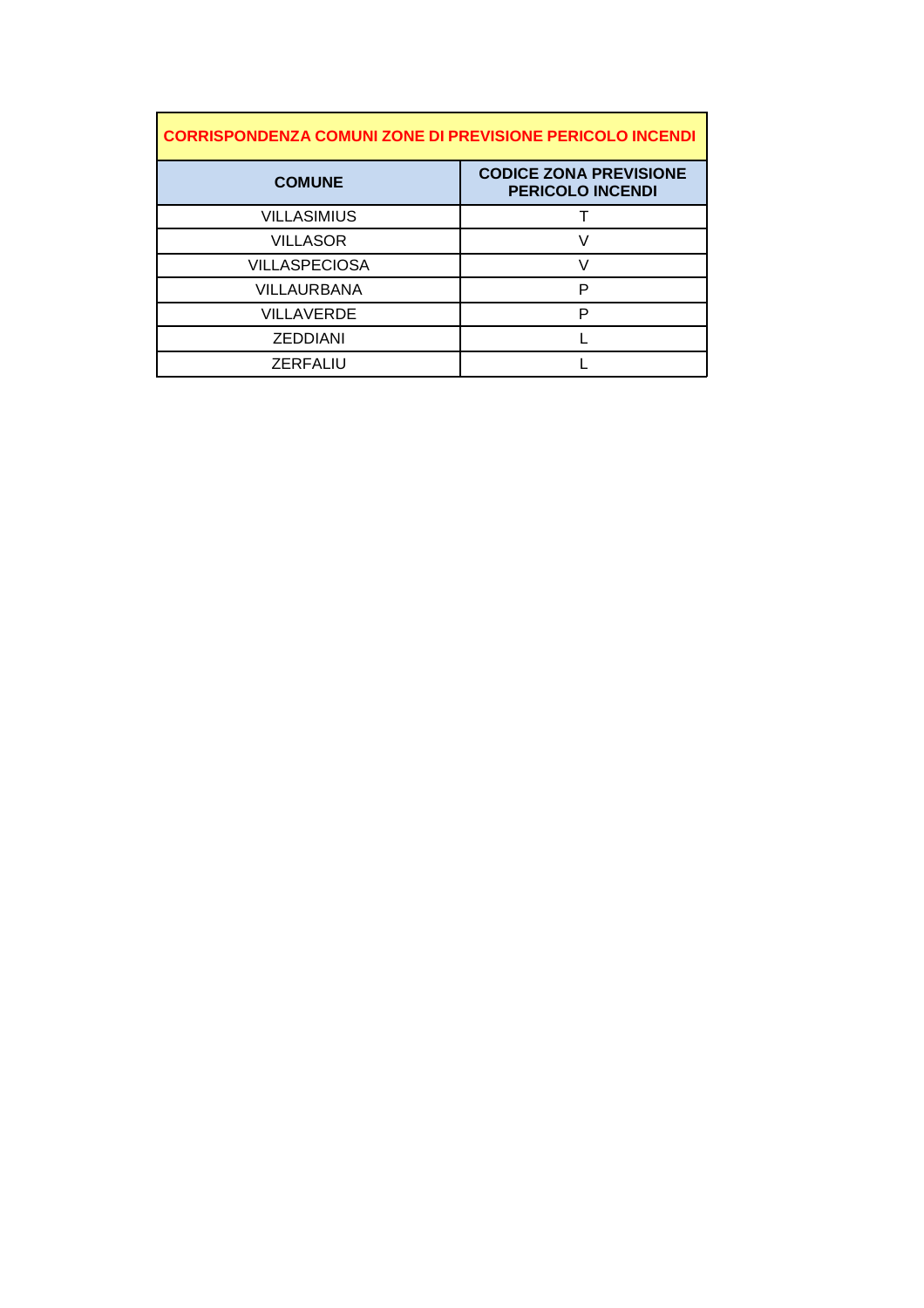| CORRISPONDENZA COMUNI ZONE DI PREVISIONE PERICOLO INCENDI | |
|---|---|
| **COMUNE** | **CODICE ZONA PREVISIONE PERICOLO INCENDI** |
| VILLASIMIUS | T |
| VILLASOR | V |
| VILLASPECIOSA | V |
| VILLAURBANA | P |
| VILLAVERDE | P |
| ZEDDIANI | L |
| ZERFALIU | L |